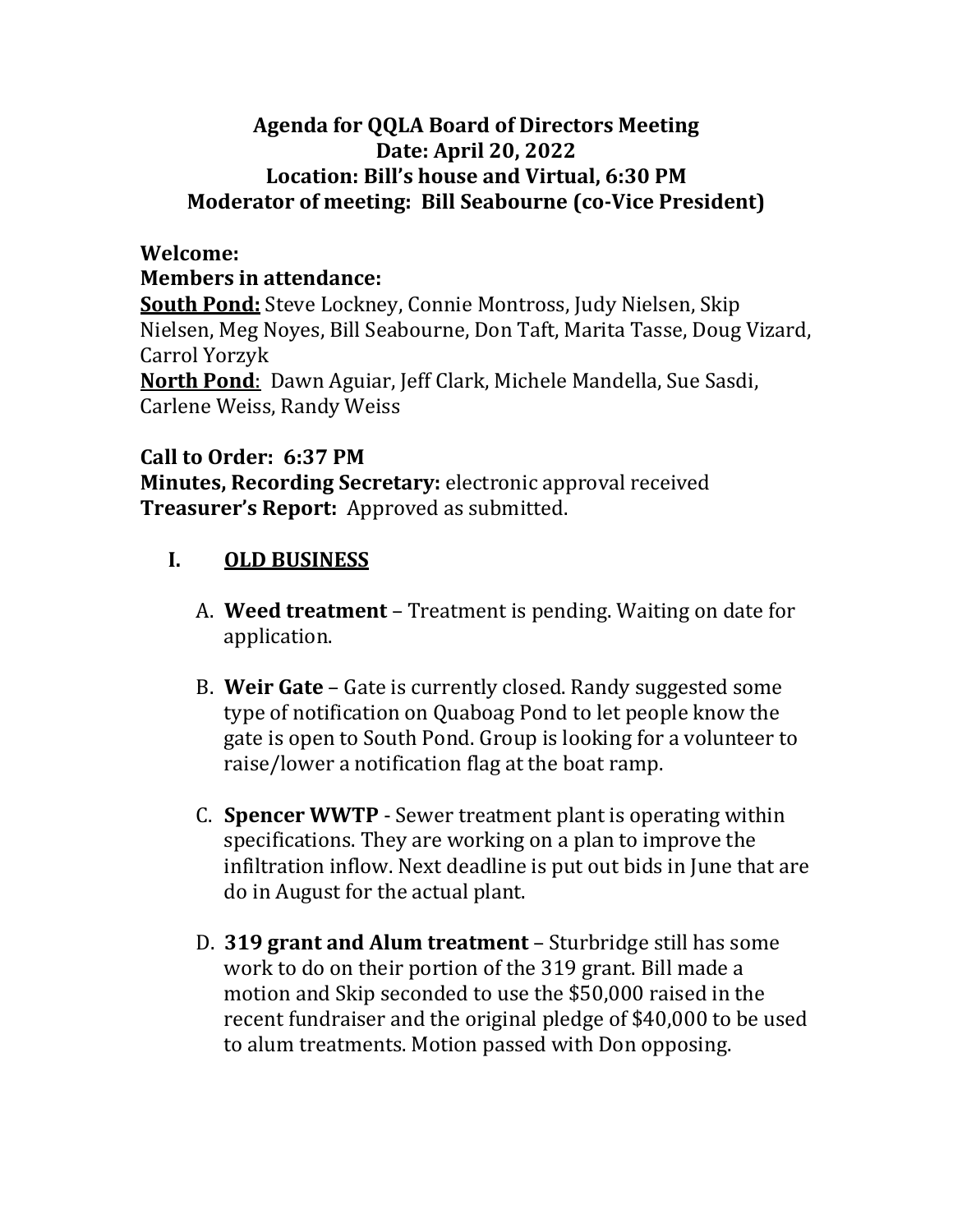# Agenda for QQLA Board of Directors Meeting
## Date: April 20, 2022
## Location: Bill's house and Virtual, 6:30 PM
## Moderator of meeting: Bill Seabourne (co-Vice President)

**Welcome:**

**Members in attendance:**

**South Pond:** Steve Lockney, Connie Montross, Judy Nielsen, Skip Nielsen, Meg Noyes, Bill Seabourne, Don Taft, Marita Tasse, Doug Vizard, Carrol Yorzyk

**North Pond**: Dawn Aguiar, Jeff Clark, Michele Mandella, Sue Sasdi, Carlene Weiss, Randy Weiss

**Call to Order: 6:37 PM**

**Minutes, Recording Secretary:** electronic approval received

**Treasurer's Report:** Approved as submitted.

## I. OLD BUSINESS

A. **Weed treatment** – Treatment is pending. Waiting on date for application.

B. **Weir Gate** – Gate is currently closed. Randy suggested some type of notification on Quaboag Pond to let people know the gate is open to South Pond. Group is looking for a volunteer to raise/lower a notification flag at the boat ramp.

C. **Spencer WWTP** - Sewer treatment plant is operating within specifications. They are working on a plan to improve the infiltration inflow. Next deadline is put out bids in June that are do in August for the actual plant.

D. **319 grant and Alum treatment** – Sturbridge still has some work to do on their portion of the 319 grant. Bill made a motion and Skip seconded to use the $50,000 raised in the recent fundraiser and the original pledge of $40,000 to be used to alum treatments. Motion passed with Don opposing.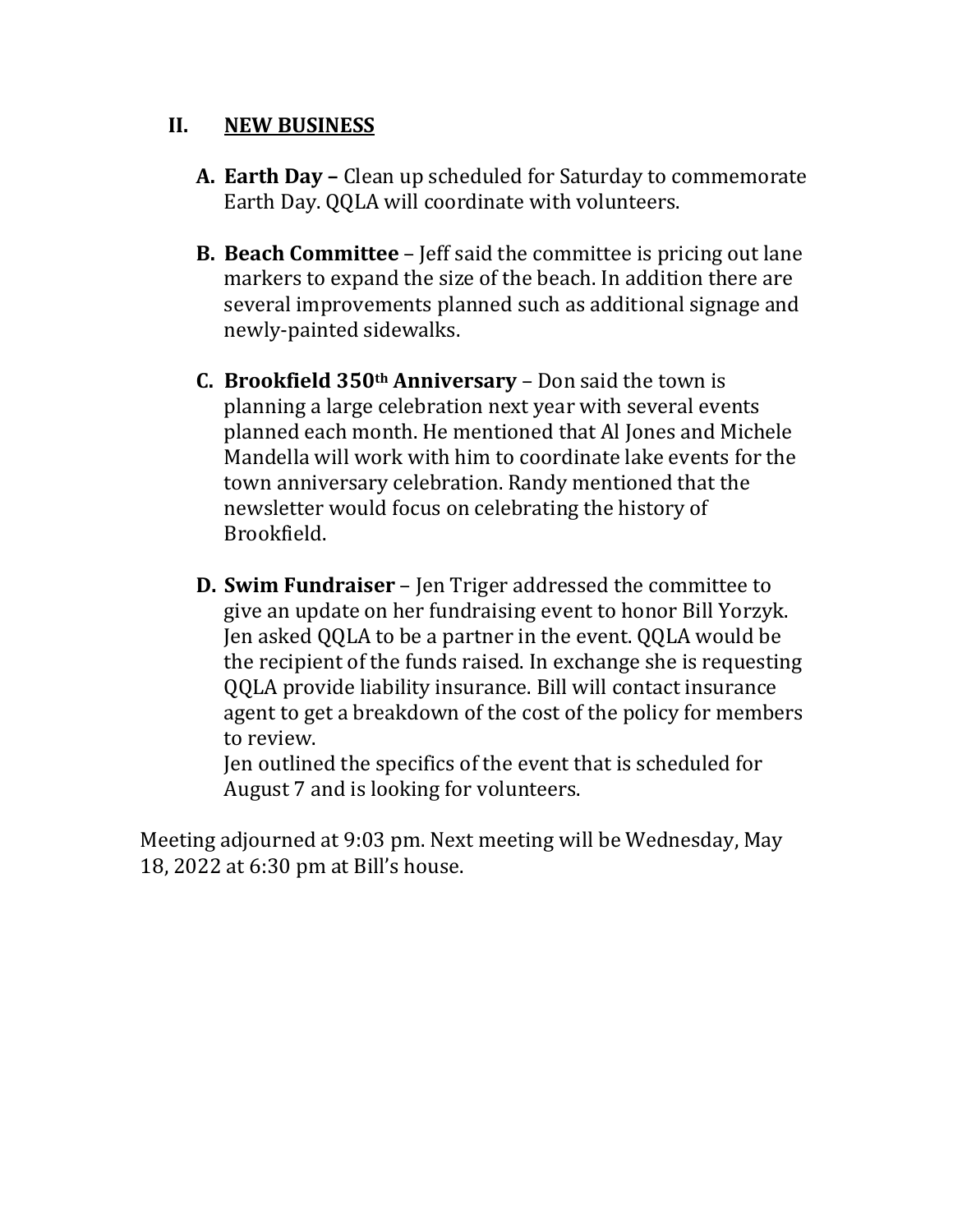## II. NEW BUSINESS

**A. Earth Day –** Clean up scheduled for Saturday to commemorate Earth Day. QQLA will coordinate with volunteers.

**B. Beach Committee** – Jeff said the committee is pricing out lane markers to expand the size of the beach. In addition there are several improvements planned such as additional signage and newly-painted sidewalks.

**C. Brookfield 350th Anniversary** – Don said the town is planning a large celebration next year with several events planned each month. He mentioned that Al Jones and Michele Mandella will work with him to coordinate lake events for the town anniversary celebration. Randy mentioned that the newsletter would focus on celebrating the history of Brookfield.

**D. Swim Fundraiser** – Jen Triger addressed the committee to give an update on her fundraising event to honor Bill Yorzyk. Jen asked QQLA to be a partner in the event. QQLA would be the recipient of the funds raised. In exchange she is requesting QQLA provide liability insurance. Bill will contact insurance agent to get a breakdown of the cost of the policy for members to review.
Jen outlined the specifics of the event that is scheduled for August 7 and is looking for volunteers.

Meeting adjourned at 9:03 pm. Next meeting will be Wednesday, May 18, 2022 at 6:30 pm at Bill's house.